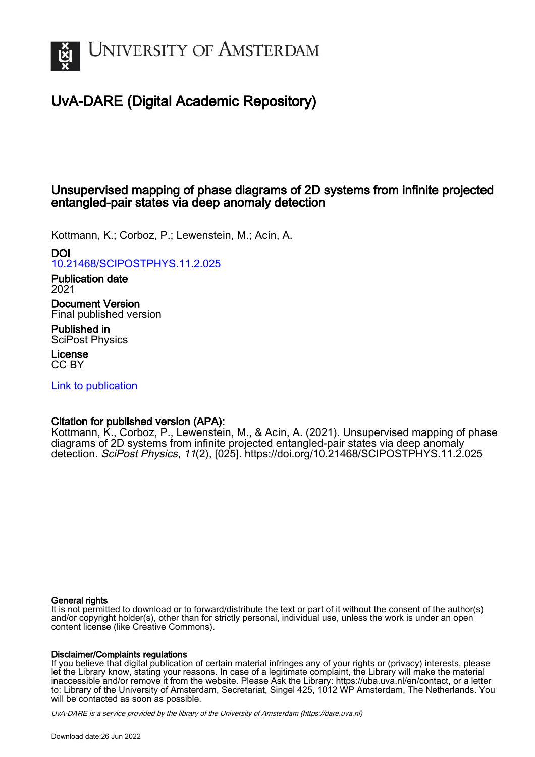# University of Amsterdam

## UvA-DARE (Digital Academic Repository)

### Unsupervised mapping of phase diagrams of 2D systems from infinite projected entangled-pair states via deep anomaly detection

Kottmann, K.; Corboz, P.; Lewenstein, M.; Acín, A.

**DOI**
10.21468/SCIPOSTPHYS.11.2.025

**Publication date**
2021

**Document Version**
Final published version

**Published in**
SciPost Physics

**License**
CC BY

Link to publication

**Citation for published version (APA):**
Kottmann, K., Corboz, P., Lewenstein, M., & Acín, A. (2021). Unsupervised mapping of phase diagrams of 2D systems from infinite projected entangled-pair states via deep anomaly detection. *SciPost Physics*, *11*(2), [025]. https://doi.org/10.21468/SCIPOSTPHYS.11.2.025

**General rights**
It is not permitted to download or to forward/distribute the text or part of it without the consent of the author(s) and/or copyright holder(s), other than for strictly personal, individual use, unless the work is under an open content license (like Creative Commons).

**Disclaimer/Complaints regulations**
If you believe that digital publication of certain material infringes any of your rights or (privacy) interests, please let the Library know, stating your reasons. In case of a legitimate complaint, the Library will make the material inaccessible and/or remove it from the website. Please Ask the Library: https://uba.uva.nl/en/contact, or a letter to: Library of the University of Amsterdam, Secretariat, Singel 425, 1012 WP Amsterdam, The Netherlands. You will be contacted as soon as possible.

UvA-DARE is a service provided by the library of the University of Amsterdam (https://dare.uva.nl)

Download date:26 Jun 2022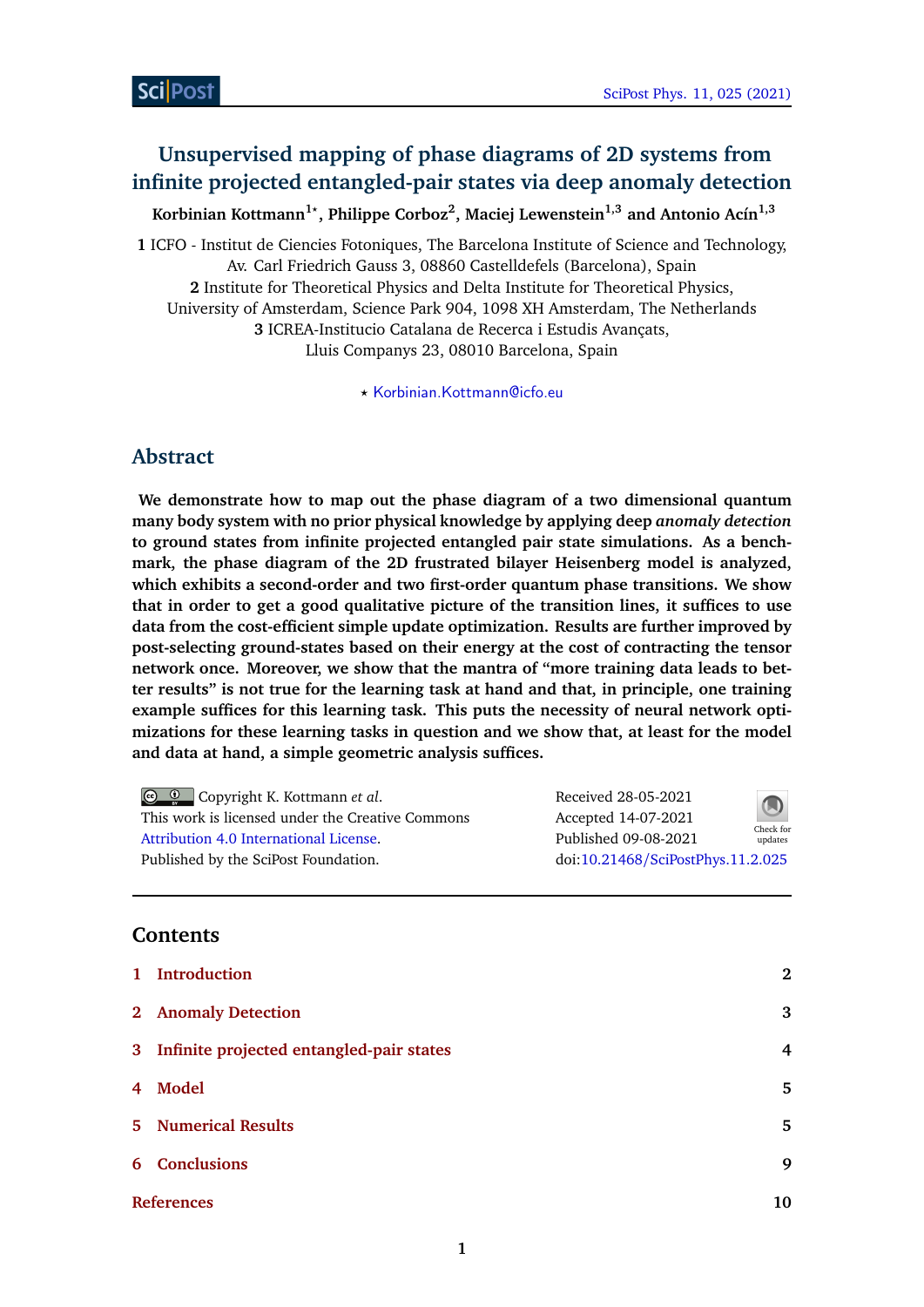# Unsupervised mapping of phase diagrams of 2D systems from infinite projected entangled-pair states via deep anomaly detection

**Korbinian Kottmann[1⋆], Philippe Corboz[2], Maciej Lewenstein[1,3] and Antonio Acín[1,3]**

**1** ICFO - Institut de Ciencies Fotoniques, The Barcelona Institute of Science and Technology, Av. Carl Friedrich Gauss 3, 08860 Castelldefels (Barcelona), Spain
**2** Institute for Theoretical Physics and Delta Institute for Theoretical Physics, University of Amsterdam, Science Park 904, 1098 XH Amsterdam, The Netherlands
**3** ICREA-Institucio Catalana de Recerca i Estudis Avançats, Lluis Companys 23, 08010 Barcelona, Spain

⋆ Korbinian.Kottmann@icfo.eu

## Abstract

**We demonstrate how to map out the phase diagram of a two dimensional quantum many body system with no prior physical knowledge by applying deep *anomaly detection* to ground states from infinite projected entangled pair state simulations. As a benchmark, the phase diagram of the 2D frustrated bilayer Heisenberg model is analyzed, which exhibits a second-order and two first-order quantum phase transitions. We show that in order to get a good qualitative picture of the transition lines, it suffices to use data from the cost-efficient simple update optimization. Results are further improved by post-selecting ground-states based on their energy at the cost of contracting the tensor network once. Moreover, we show that the mantra of "more training data leads to better results" is not true for the learning task at hand and that, in principle, one training example suffices for this learning task. This puts the necessity of neural network optimizations for these learning tasks in question and we show that, at least for the model and data at hand, a simple geometric analysis suffices.**

Copyright K. Kottmann *et al*.
This work is licensed under the Creative Commons Attribution 4.0 International License.
Published by the SciPost Foundation.

Received 28-05-2021
Accepted 14-07-2021
Published 09-08-2021
doi:10.21468/SciPostPhys.11.2.025

## Contents

1 Introduction 2
2 Anomaly Detection 3
3 Infinite projected entangled-pair states 4
4 Model 5
5 Numerical Results 5
6 Conclusions 9
References 10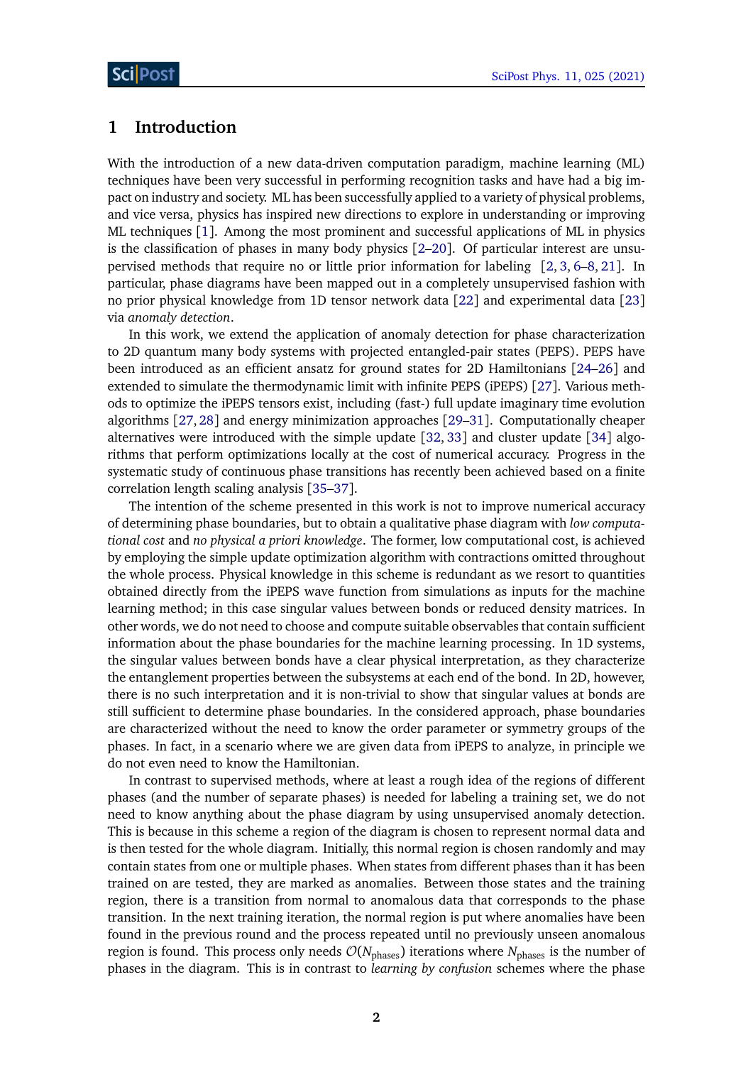# 1 Introduction

With the introduction of a new data-driven computation paradigm, machine learning (ML) techniques have been very successful in performing recognition tasks and have had a big impact on industry and society. ML has been successfully applied to a variety of physical problems, and vice versa, physics has inspired new directions to explore in understanding or improving ML techniques [1]. Among the most prominent and successful applications of ML in physics is the classification of phases in many body physics [2–20]. Of particular interest are unsupervised methods that require no or little prior information for labeling [2, 3, 6–8, 21]. In particular, phase diagrams have been mapped out in a completely unsupervised fashion with no prior physical knowledge from 1D tensor network data [22] and experimental data [23] via *anomaly detection*.

In this work, we extend the application of anomaly detection for phase characterization to 2D quantum many body systems with projected entangled-pair states (PEPS). PEPS have been introduced as an efficient ansatz for ground states for 2D Hamiltonians [24–26] and extended to simulate the thermodynamic limit with infinite PEPS (iPEPS) [27]. Various methods to optimize the iPEPS tensors exist, including (fast-) full update imaginary time evolution algorithms [27, 28] and energy minimization approaches [29–31]. Computationally cheaper alternatives were introduced with the simple update [32, 33] and cluster update [34] algorithms that perform optimizations locally at the cost of numerical accuracy. Progress in the systematic study of continuous phase transitions has recently been achieved based on a finite correlation length scaling analysis [35–37].

The intention of the scheme presented in this work is not to improve numerical accuracy of determining phase boundaries, but to obtain a qualitative phase diagram with *low computational cost* and *no physical a priori knowledge*. The former, low computational cost, is achieved by employing the simple update optimization algorithm with contractions omitted throughout the whole process. Physical knowledge in this scheme is redundant as we resort to quantities obtained directly from the iPEPS wave function from simulations as inputs for the machine learning method; in this case singular values between bonds or reduced density matrices. In other words, we do not need to choose and compute suitable observables that contain sufficient information about the phase boundaries for the machine learning processing. In 1D systems, the singular values between bonds have a clear physical interpretation, as they characterize the entanglement properties between the subsystems at each end of the bond. In 2D, however, there is no such interpretation and it is non-trivial to show that singular values at bonds are still sufficient to determine phase boundaries. In the considered approach, phase boundaries are characterized without the need to know the order parameter or symmetry groups of the phases. In fact, in a scenario where we are given data from iPEPS to analyze, in principle we do not even need to know the Hamiltonian.

In contrast to supervised methods, where at least a rough idea of the regions of different phases (and the number of separate phases) is needed for labeling a training set, we do not need to know anything about the phase diagram by using unsupervised anomaly detection. This is because in this scheme a region of the diagram is chosen to represent normal data and is then tested for the whole diagram. Initially, this normal region is chosen randomly and may contain states from one or multiple phases. When states from different phases than it has been trained on are tested, they are marked as anomalies. Between those states and the training region, there is a transition from normal to anomalous data that corresponds to the phase transition. In the next training iteration, the normal region is put where anomalies have been found in the previous round and the process repeated until no previously unseen anomalous region is found. This process only needs $\mathcal{O}(N_{\text{phases}})$ iterations where $N_{\text{phases}}$ is the number of phases in the diagram. This is in contrast to *learning by confusion* schemes where the phase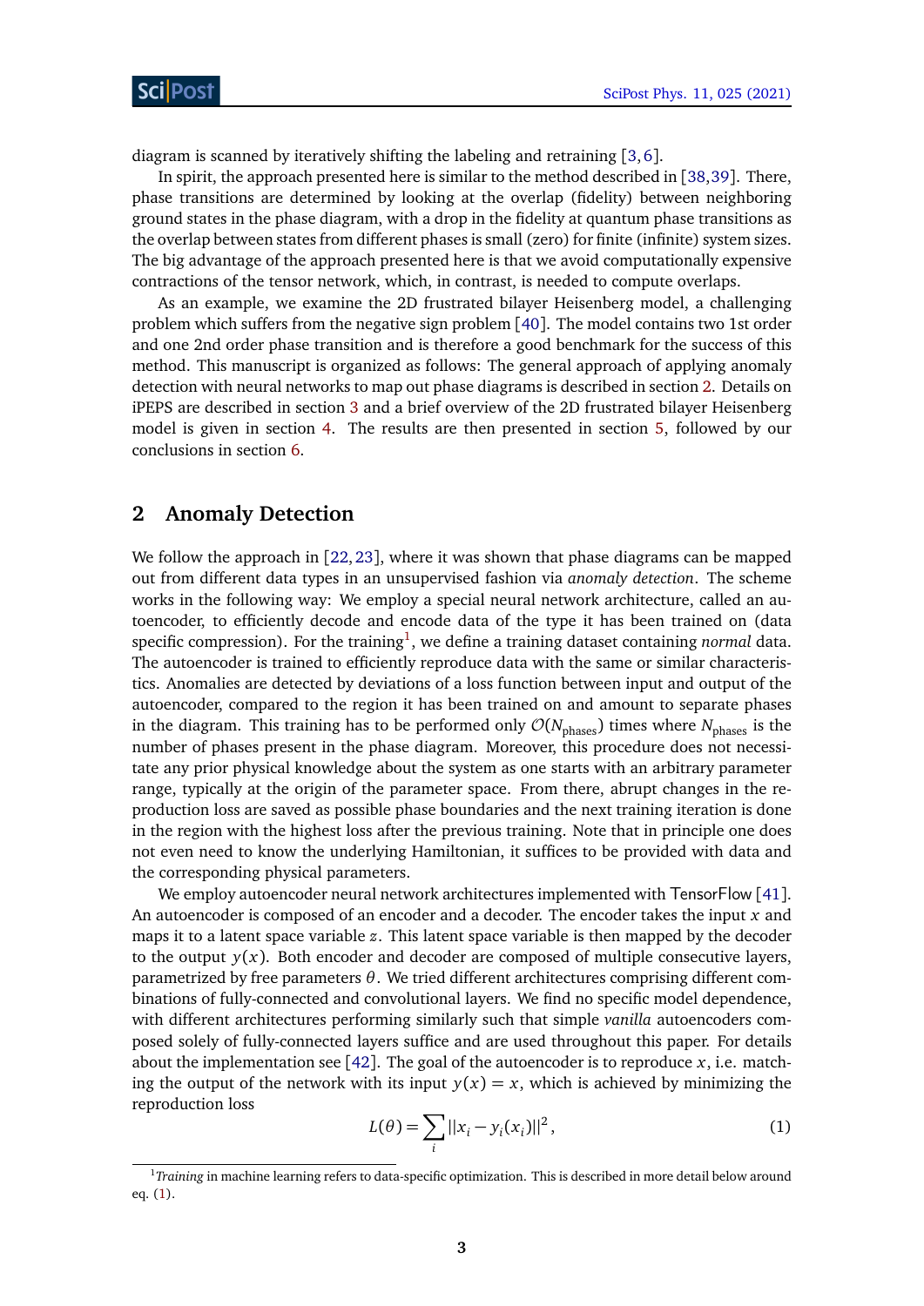diagram is scanned by iteratively shifting the labeling and retraining [3,6].

In spirit, the approach presented here is similar to the method described in [38,39]. There, phase transitions are determined by looking at the overlap (fidelity) between neighboring ground states in the phase diagram, with a drop in the fidelity at quantum phase transitions as the overlap between states from different phases is small (zero) for finite (infinite) system sizes. The big advantage of the approach presented here is that we avoid computationally expensive contractions of the tensor network, which, in contrast, is needed to compute overlaps.

As an example, we examine the 2D frustrated bilayer Heisenberg model, a challenging problem which suffers from the negative sign problem [40]. The model contains two 1st order and one 2nd order phase transition and is therefore a good benchmark for the success of this method. This manuscript is organized as follows: The general approach of applying anomaly detection with neural networks to map out phase diagrams is described in section 2. Details on iPEPS are described in section 3 and a brief overview of the 2D frustrated bilayer Heisenberg model is given in section 4. The results are then presented in section 5, followed by our conclusions in section 6.

## 2 Anomaly Detection

We follow the approach in [22,23], where it was shown that phase diagrams can be mapped out from different data types in an unsupervised fashion via *anomaly detection*. The scheme works in the following way: We employ a special neural network architecture, called an autoencoder, to efficiently decode and encode data of the type it has been trained on (data specific compression). For the training[1], we define a training dataset containing *normal* data. The autoencoder is trained to efficiently reproduce data with the same or similar characteristics. Anomalies are detected by deviations of a loss function between input and output of the autoencoder, compared to the region it has been trained on and amount to separate phases in the diagram. This training has to be performed only $\mathcal{O}(N_{\text{phases}})$ times where $N_{\text{phases}}$ is the number of phases present in the phase diagram. Moreover, this procedure does not necessitate any prior physical knowledge about the system as one starts with an arbitrary parameter range, typically at the origin of the parameter space. From there, abrupt changes in the reproduction loss are saved as possible phase boundaries and the next training iteration is done in the region with the highest loss after the previous training. Note that in principle one does not even need to know the underlying Hamiltonian, it suffices to be provided with data and the corresponding physical parameters.

We employ autoencoder neural network architectures implemented with TensorFlow [41]. An autoencoder is composed of an encoder and a decoder. The encoder takes the input $x$ and maps it to a latent space variable $z$. This latent space variable is then mapped by the decoder to the output $y(x)$. Both encoder and decoder are composed of multiple consecutive layers, parametrized by free parameters $\theta$. We tried different architectures comprising different combinations of fully-connected and convolutional layers. We find no specific model dependence, with different architectures performing similarly such that simple *vanilla* autoencoders composed solely of fully-connected layers suffice and are used throughout this paper. For details about the implementation see [42]. The goal of the autoencoder is to reproduce $x$, i.e. matching the output of the network with its input $y(x) = x$, which is achieved by minimizing the reproduction loss

$$L(\theta) = \sum_i ||x_i - y_i(x_i)||^2 , \tag{1}$$

[1] *Training* in machine learning refers to data-specific optimization. This is described in more detail below around eq. (1).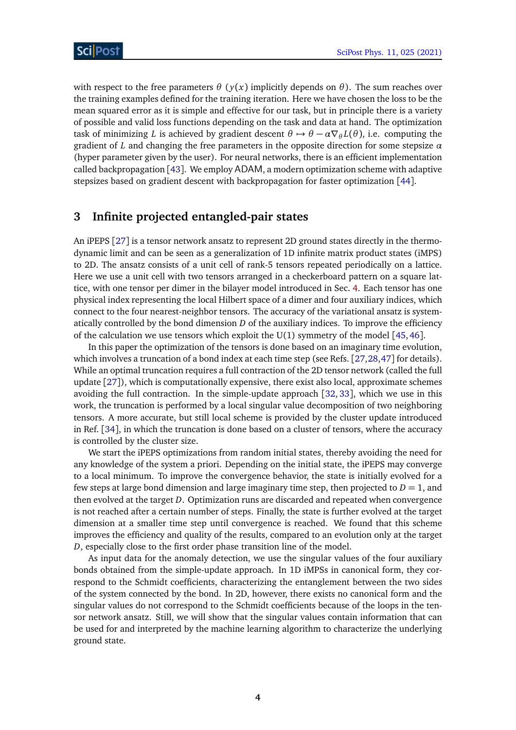with respect to the free parameters $\theta$ ($y(x)$ implicitly depends on $\theta$). The sum reaches over the training examples defined for the training iteration. Here we have chosen the loss to be the mean squared error as it is simple and effective for our task, but in principle there is a variety of possible and valid loss functions depending on the task and data at hand. The optimization task of minimizing $L$ is achieved by gradient descent $\theta \mapsto \theta - \alpha \nabla_\theta L(\theta)$, i.e. computing the gradient of $L$ and changing the free parameters in the opposite direction for some stepsize $\alpha$ (hyper parameter given by the user). For neural networks, there is an efficient implementation called backpropagation [43]. We employ ADAM, a modern optimization scheme with adaptive stepsizes based on gradient descent with backpropagation for faster optimization [44].

## 3 Infinite projected entangled-pair states

An iPEPS [27] is a tensor network ansatz to represent 2D ground states directly in the thermodynamic limit and can be seen as a generalization of 1D infinite matrix product states (iMPS) to 2D. The ansatz consists of a unit cell of rank-5 tensors repeated periodically on a lattice. Here we use a unit cell with two tensors arranged in a checkerboard pattern on a square lattice, with one tensor per dimer in the bilayer model introduced in Sec. 4. Each tensor has one physical index representing the local Hilbert space of a dimer and four auxiliary indices, which connect to the four nearest-neighbor tensors. The accuracy of the variational ansatz is systematically controlled by the bond dimension $D$ of the auxiliary indices. To improve the efficiency of the calculation we use tensors which exploit the U(1) symmetry of the model [45,46].

In this paper the optimization of the tensors is done based on an imaginary time evolution, which involves a truncation of a bond index at each time step (see Refs. [27,28,47] for details). While an optimal truncation requires a full contraction of the 2D tensor network (called the full update [27]), which is computationally expensive, there exist also local, approximate schemes avoiding the full contraction. In the simple-update approach [32,33], which we use in this work, the truncation is performed by a local singular value decomposition of two neighboring tensors. A more accurate, but still local scheme is provided by the cluster update introduced in Ref. [34], in which the truncation is done based on a cluster of tensors, where the accuracy is controlled by the cluster size.

We start the iPEPS optimizations from random initial states, thereby avoiding the need for any knowledge of the system a priori. Depending on the initial state, the iPEPS may converge to a local minimum. To improve the convergence behavior, the state is initially evolved for a few steps at large bond dimension and large imaginary time step, then projected to $D = 1$, and then evolved at the target $D$. Optimization runs are discarded and repeated when convergence is not reached after a certain number of steps. Finally, the state is further evolved at the target dimension at a smaller time step until convergence is reached. We found that this scheme improves the efficiency and quality of the results, compared to an evolution only at the target $D$, especially close to the first order phase transition line of the model.

As input data for the anomaly detection, we use the singular values of the four auxiliary bonds obtained from the simple-update approach. In 1D iMPSs in canonical form, they correspond to the Schmidt coefficients, characterizing the entanglement between the two sides of the system connected by the bond. In 2D, however, there exists no canonical form and the singular values do not correspond to the Schmidt coefficients because of the loops in the tensor network ansatz. Still, we will show that the singular values contain information that can be used for and interpreted by the machine learning algorithm to characterize the underlying ground state.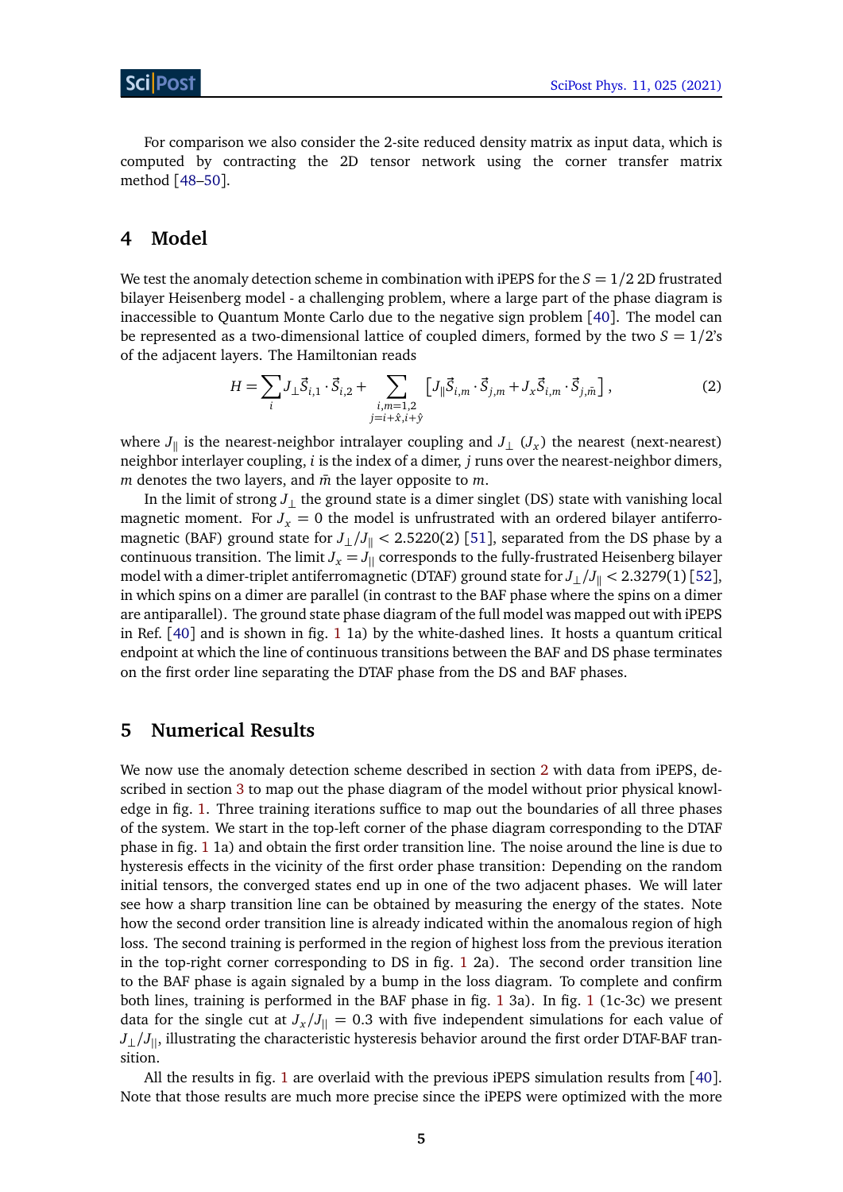For comparison we also consider the 2-site reduced density matrix as input data, which is computed by contracting the 2D tensor network using the corner transfer matrix method [48–50].

## 4 Model

We test the anomaly detection scheme in combination with iPEPS for the $S = 1/2$ 2D frustrated bilayer Heisenberg model - a challenging problem, where a large part of the phase diagram is inaccessible to Quantum Monte Carlo due to the negative sign problem [40]. The model can be represented as a two-dimensional lattice of coupled dimers, formed by the two $S = 1/2$'s of the adjacent layers. The Hamiltonian reads

$$H = \sum_i J_\perp \vec{S}_{i,1} \cdot \vec{S}_{i,2} + \sum_{\substack{i,m=1,2 \\ j=i+\hat{x},i+\hat{y}}} \left[ J_\| \vec{S}_{i,m} \cdot \vec{S}_{j,m} + J_x \vec{S}_{i,m} \cdot \vec{S}_{j,\bar{m}} \right], \tag{2}$$

where $J_\|$ is the nearest-neighbor intralayer coupling and $J_\perp$ ($J_x$) the nearest (next-nearest) neighbor interlayer coupling, $i$ is the index of a dimer, $j$ runs over the nearest-neighbor dimers, $m$ denotes the two layers, and $\bar{m}$ the layer opposite to $m$.

In the limit of strong $J_\perp$ the ground state is a dimer singlet (DS) state with vanishing local magnetic moment. For $J_x = 0$ the model is unfrustrated with an ordered bilayer antiferromagnetic (BAF) ground state for $J_\perp/J_\| < 2.5220(2)$ [51], separated from the DS phase by a continuous transition. The limit $J_x = J_\|$ corresponds to the fully-frustrated Heisenberg bilayer model with a dimer-triplet antiferromagnetic (DTAF) ground state for $J_\perp/J_\| < 2.3279(1)$ [52], in which spins on a dimer are parallel (in contrast to the BAF phase where the spins on a dimer are antiparallel). The ground state phase diagram of the full model was mapped out with iPEPS in Ref. [40] and is shown in fig. 1 1a) by the white-dashed lines. It hosts a quantum critical endpoint at which the line of continuous transitions between the BAF and DS phase terminates on the first order line separating the DTAF phase from the DS and BAF phases.

## 5 Numerical Results

We now use the anomaly detection scheme described in section 2 with data from iPEPS, described in section 3 to map out the phase diagram of the model without prior physical knowledge in fig. 1. Three training iterations suffice to map out the boundaries of all three phases of the system. We start in the top-left corner of the phase diagram corresponding to the DTAF phase in fig. 1 1a) and obtain the first order transition line. The noise around the line is due to hysteresis effects in the vicinity of the first order phase transition: Depending on the random initial tensors, the converged states end up in one of the two adjacent phases. We will later see how a sharp transition line can be obtained by measuring the energy of the states. Note how the second order transition line is already indicated within the anomalous region of high loss. The second training is performed in the region of highest loss from the previous iteration in the top-right corner corresponding to DS in fig. 1 2a). The second order transition line to the BAF phase is again signaled by a bump in the loss diagram. To complete and confirm both lines, training is performed in the BAF phase in fig. 1 3a). In fig. 1 (1c-3c) we present data for the single cut at $J_x/J_\| = 0.3$ with five independent simulations for each value of $J_\perp/J_\|$, illustrating the characteristic hysteresis behavior around the first order DTAF-BAF transition.

All the results in fig. 1 are overlaid with the previous iPEPS simulation results from [40]. Note that those results are much more precise since the iPEPS were optimized with the more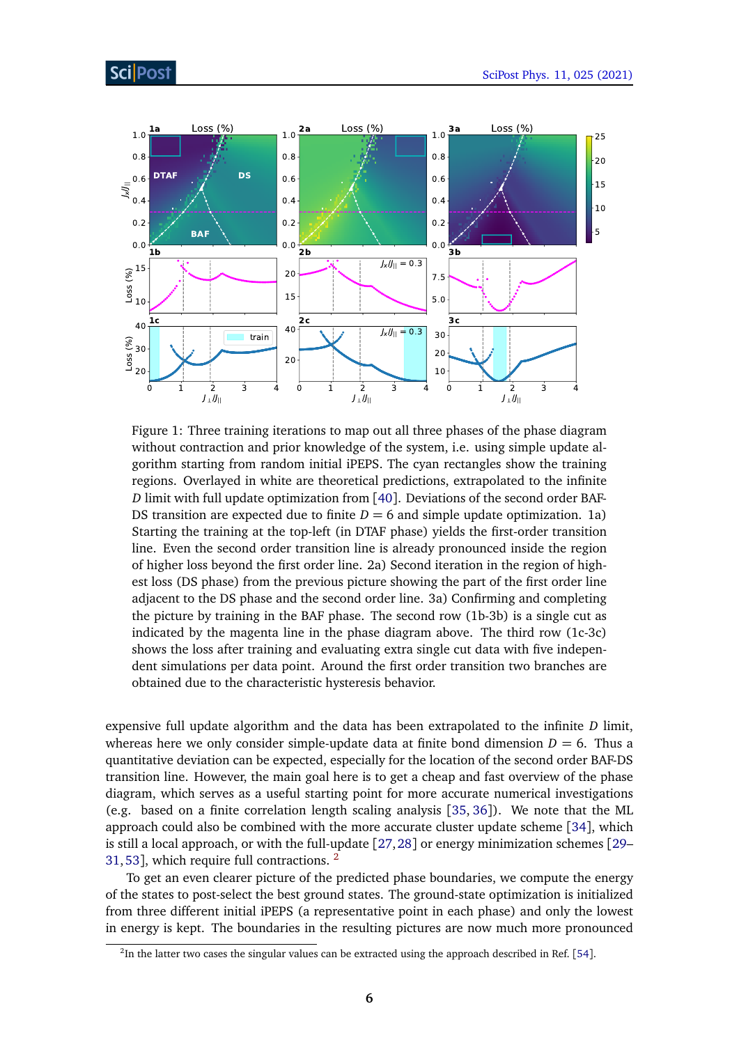Figure 1: Three training iterations to map out all three phases of the phase diagram without contraction and prior knowledge of the system, i.e. using simple update algorithm starting from random initial iPEPS. The cyan rectangles show the training regions. Overlayed in white are theoretical predictions, extrapolated to the infinite $D$ limit with full update optimization from [40]. Deviations of the second order BAF-DS transition are expected due to finite $D = 6$ and simple update optimization. 1a) Starting the training at the top-left (in DTAF phase) yields the first-order transition line. Even the second order transition line is already pronounced inside the region of higher loss beyond the first order line. 2a) Second iteration in the region of highest loss (DS phase) from the previous picture showing the part of the first order line adjacent to the DS phase and the second order line. 3a) Confirming and completing the picture by training in the BAF phase. The second row (1b-3b) is a single cut as indicated by the magenta line in the phase diagram above. The third row (1c-3c) shows the loss after training and evaluating extra single cut data with five independent simulations per data point. Around the first order transition two branches are obtained due to the characteristic hysteresis behavior.

expensive full update algorithm and the data has been extrapolated to the infinite $D$ limit, whereas here we only consider simple-update data at finite bond dimension $D = 6$. Thus a quantitative deviation can be expected, especially for the location of the second order BAF-DS transition line. However, the main goal here is to get a cheap and fast overview of the phase diagram, which serves as a useful starting point for more accurate numerical investigations (e.g. based on a finite correlation length scaling analysis [35, 36]). We note that the ML approach could also be combined with the more accurate cluster update scheme [34], which is still a local approach, or with the full-update [27, 28] or energy minimization schemes [29–31, 53], which require full contractions. [2]

To get an even clearer picture of the predicted phase boundaries, we compute the energy of the states to post-select the best ground states. The ground-state optimization is initialized from three different initial iPEPS (a representative point in each phase) and only the lowest in energy is kept. The boundaries in the resulting pictures are now much more pronounced

[2] In the latter two cases the singular values can be extracted using the approach described in Ref. [54].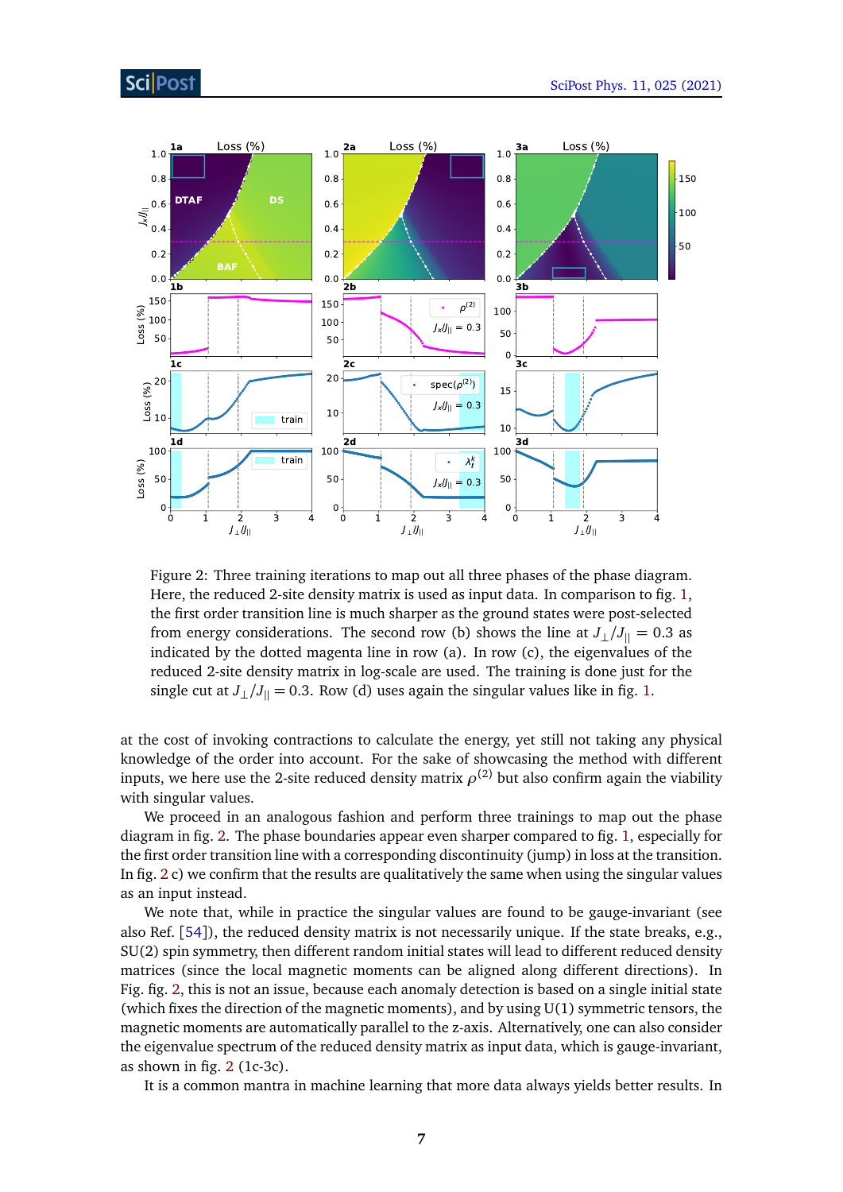Figure 2: Three training iterations to map out all three phases of the phase diagram. Here, the reduced 2-site density matrix is used as input data. In comparison to fig. 1, the first order transition line is much sharper as the ground states were post-selected from energy considerations. The second row (b) shows the line at $J_\perp/J_{||} = 0.3$ as indicated by the dotted magenta line in row (a). In row (c), the eigenvalues of the reduced 2-site density matrix in log-scale are used. The training is done just for the single cut at $J_\perp/J_{||} = 0.3$. Row (d) uses again the singular values like in fig. 1.

at the cost of invoking contractions to calculate the energy, yet still not taking any physical knowledge of the order into account. For the sake of showcasing the method with different inputs, we here use the 2-site reduced density matrix $\rho^{(2)}$ but also confirm again the viability with singular values.

We proceed in an analogous fashion and perform three trainings to map out the phase diagram in fig. 2. The phase boundaries appear even sharper compared to fig. 1, especially for the first order transition line with a corresponding discontinuity (jump) in loss at the transition. In fig. 2 c) we confirm that the results are qualitatively the same when using the singular values as an input instead.

We note that, while in practice the singular values are found to be gauge-invariant (see also Ref. [54]), the reduced density matrix is not necessarily unique. If the state breaks, e.g., SU(2) spin symmetry, then different random initial states will lead to different reduced density matrices (since the local magnetic moments can be aligned along different directions). In Fig. fig. 2, this is not an issue, because each anomaly detection is based on a single initial state (which fixes the direction of the magnetic moments), and by using U(1) symmetric tensors, the magnetic moments are automatically parallel to the z-axis. Alternatively, one can also consider the eigenvalue spectrum of the reduced density matrix as input data, which is gauge-invariant, as shown in fig. 2 (1c-3c).

It is a common mantra in machine learning that more data always yields better results. In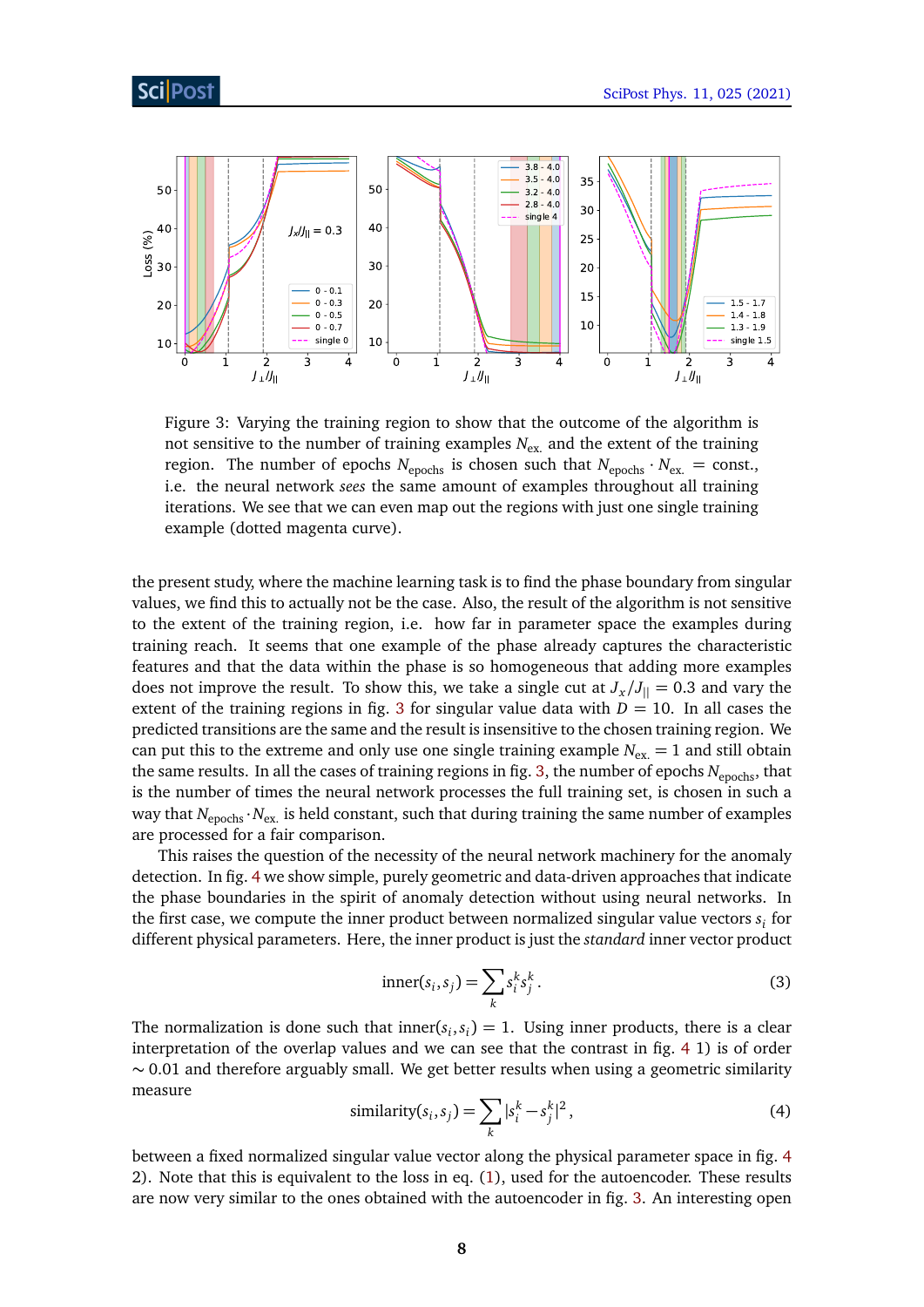Figure 3: Varying the training region to show that the outcome of the algorithm is not sensitive to the number of training examples $N_{\text{ex.}}$ and the extent of the training region. The number of epochs $N_{\text{epochs}}$ is chosen such that $N_{\text{epochs}} \cdot N_{\text{ex.}} = \text{const.}$, i.e. the neural network *sees* the same amount of examples throughout all training iterations. We see that we can even map out the regions with just one single training example (dotted magenta curve).

the present study, where the machine learning task is to find the phase boundary from singular values, we find this to actually not be the case. Also, the result of the algorithm is not sensitive to the extent of the training region, i.e. how far in parameter space the examples during training reach. It seems that one example of the phase already captures the characteristic features and that the data within the phase is so homogeneous that adding more examples does not improve the result. To show this, we take a single cut at $J_x/J_{||} = 0.3$ and vary the extent of the training regions in fig. 3 for singular value data with $D = 10$. In all cases the predicted transitions are the same and the result is insensitive to the chosen training region. We can put this to the extreme and only use one single training example $N_{\text{ex.}} = 1$ and still obtain the same results. In all the cases of training regions in fig. 3, the number of epochs $N_{\text{epochs}}$, that is the number of times the neural network processes the full training set, is chosen in such a way that $N_{\text{epochs}} \cdot N_{\text{ex.}}$ is held constant, such that during training the same number of examples are processed for a fair comparison.

This raises the question of the necessity of the neural network machinery for the anomaly detection. In fig. 4 we show simple, purely geometric and data-driven approaches that indicate the phase boundaries in the spirit of anomaly detection without using neural networks. In the first case, we compute the inner product between normalized singular value vectors $s_i$ for different physical parameters. Here, the inner product is just the *standard* inner vector product

$$\text{inner}(s_i, s_j) = \sum_k s_i^k s_j^k \,. \tag{3}$$

The normalization is done such that $\text{inner}(s_i, s_i) = 1$. Using inner products, there is a clear interpretation of the overlap values and we can see that the contrast in fig. 4 1) is of order $\sim 0.01$ and therefore arguably small. We get better results when using a geometric similarity measure

$$\text{similarity}(s_i, s_j) = \sum_k |s_i^k - s_j^k|^2 \,, \tag{4}$$

between a fixed normalized singular value vector along the physical parameter space in fig. 4 2). Note that this is equivalent to the loss in eq. (1), used for the autoencoder. These results are now very similar to the ones obtained with the autoencoder in fig. 3. An interesting open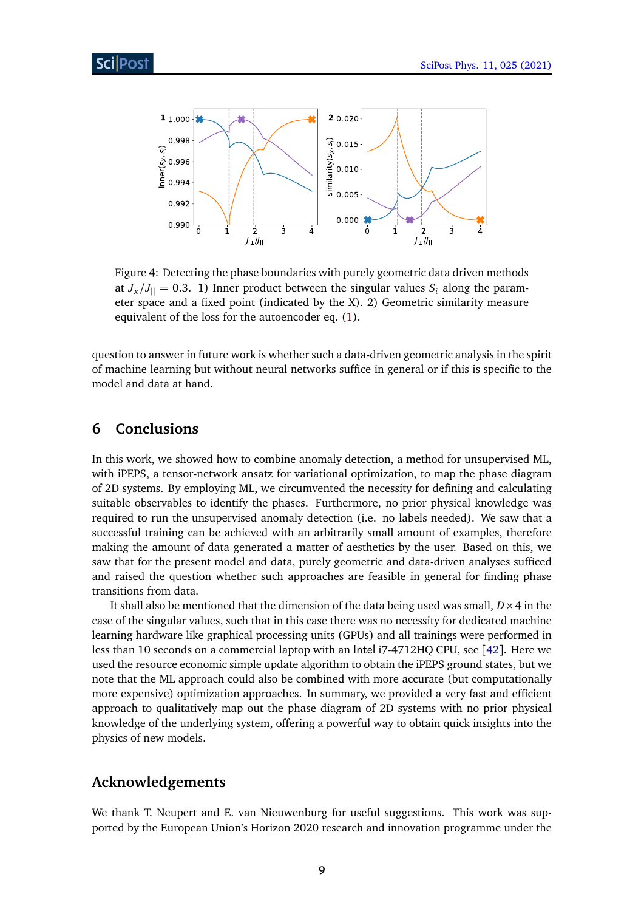Figure 4: Detecting the phase boundaries with purely geometric data driven methods at $J_x/J_{||} = 0.3$. 1) Inner product between the singular values $S_i$ along the parameter space and a fixed point (indicated by the X). 2) Geometric similarity measure equivalent of the loss for the autoencoder eq. (1).

question to answer in future work is whether such a data-driven geometric analysis in the spirit of machine learning but without neural networks suffice in general or if this is specific to the model and data at hand.

## 6 Conclusions

In this work, we showed how to combine anomaly detection, a method for unsupervised ML, with iPEPS, a tensor-network ansatz for variational optimization, to map the phase diagram of 2D systems. By employing ML, we circumvented the necessity for defining and calculating suitable observables to identify the phases. Furthermore, no prior physical knowledge was required to run the unsupervised anomaly detection (i.e. no labels needed). We saw that a successful training can be achieved with an arbitrarily small amount of examples, therefore making the amount of data generated a matter of aesthetics by the user. Based on this, we saw that for the present model and data, purely geometric and data-driven analyses sufficed and raised the question whether such approaches are feasible in general for finding phase transitions from data.

It shall also be mentioned that the dimension of the data being used was small, $D \times 4$ in the case of the singular values, such that in this case there was no necessity for dedicated machine learning hardware like graphical processing units (GPUs) and all trainings were performed in less than 10 seconds on a commercial laptop with an Intel i7-4712HQ CPU, see [42]. Here we used the resource economic simple update algorithm to obtain the iPEPS ground states, but we note that the ML approach could also be combined with more accurate (but computationally more expensive) optimization approaches. In summary, we provided a very fast and efficient approach to qualitatively map out the phase diagram of 2D systems with no prior physical knowledge of the underlying system, offering a powerful way to obtain quick insights into the physics of new models.

## Acknowledgements

We thank T. Neupert and E. van Nieuwenburg for useful suggestions. This work was supported by the European Union's Horizon 2020 research and innovation programme under the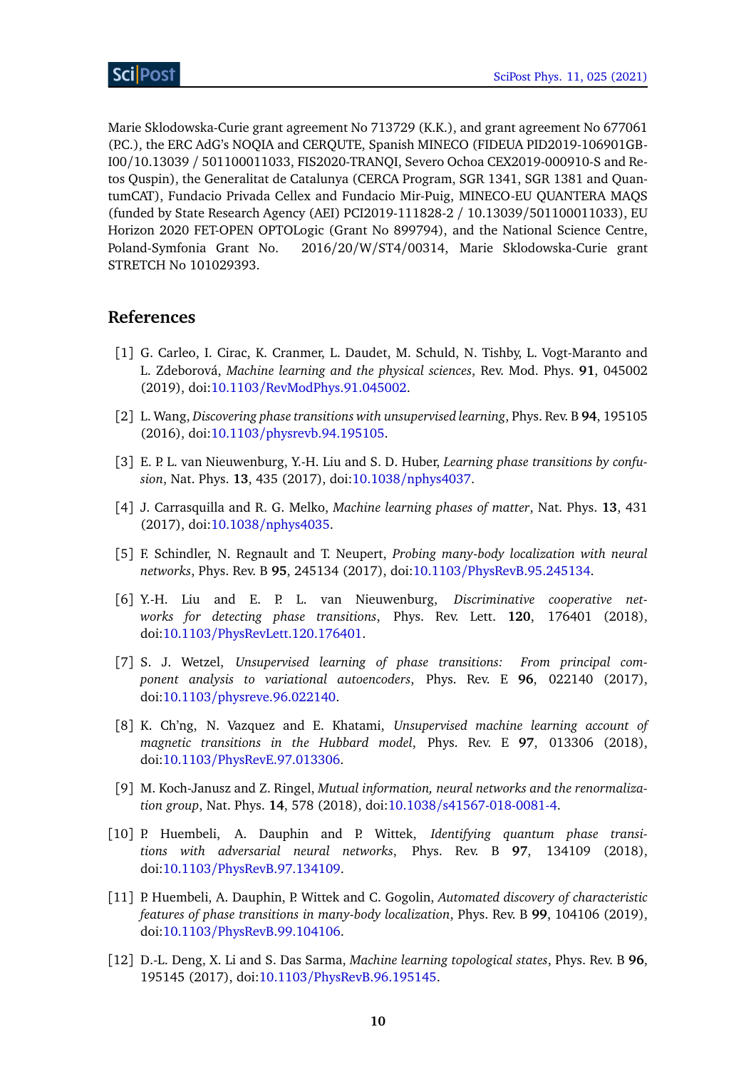Marie Sklodowska-Curie grant agreement No 713729 (K.K.), and grant agreement No 677061 (P.C.), the ERC AdG's NOQIA and CERQUTE, Spanish MINECO (FIDEUA PID2019-106901GB-I00/10.13039 / 501100011033, FIS2020-TRANQI, Severo Ochoa CEX2019-000910-S and Retos Quspin), the Generalitat de Catalunya (CERCA Program, SGR 1341, SGR 1381 and QuantumCAT), Fundacio Privada Cellex and Fundacio Mir-Puig, MINECO-EU QUANTERA MAQS (funded by State Research Agency (AEI) PCI2019-111828-2 / 10.13039/501100011033), EU Horizon 2020 FET-OPEN OPTOLogic (Grant No 899794), and the National Science Centre, Poland-Symfonia Grant No. 2016/20/W/ST4/00314, Marie Sklodowska-Curie grant STRETCH No 101029393.

## References

[1] G. Carleo, I. Cirac, K. Cranmer, L. Daudet, M. Schuld, N. Tishby, L. Vogt-Maranto and L. Zdeborová, *Machine learning and the physical sciences*, Rev. Mod. Phys. **91**, 045002 (2019), doi:10.1103/RevModPhys.91.045002.

[2] L. Wang, *Discovering phase transitions with unsupervised learning*, Phys. Rev. B **94**, 195105 (2016), doi:10.1103/physrevb.94.195105.

[3] E. P. L. van Nieuwenburg, Y.-H. Liu and S. D. Huber, *Learning phase transitions by confusion*, Nat. Phys. **13**, 435 (2017), doi:10.1038/nphys4037.

[4] J. Carrasquilla and R. G. Melko, *Machine learning phases of matter*, Nat. Phys. **13**, 431 (2017), doi:10.1038/nphys4035.

[5] F. Schindler, N. Regnault and T. Neupert, *Probing many-body localization with neural networks*, Phys. Rev. B **95**, 245134 (2017), doi:10.1103/PhysRevB.95.245134.

[6] Y.-H. Liu and E. P. L. van Nieuwenburg, *Discriminative cooperative networks for detecting phase transitions*, Phys. Rev. Lett. **120**, 176401 (2018), doi:10.1103/PhysRevLett.120.176401.

[7] S. J. Wetzel, *Unsupervised learning of phase transitions: From principal component analysis to variational autoencoders*, Phys. Rev. E **96**, 022140 (2017), doi:10.1103/physreve.96.022140.

[8] K. Ch'ng, N. Vazquez and E. Khatami, *Unsupervised machine learning account of magnetic transitions in the Hubbard model*, Phys. Rev. E **97**, 013306 (2018), doi:10.1103/PhysRevE.97.013306.

[9] M. Koch-Janusz and Z. Ringel, *Mutual information, neural networks and the renormalization group*, Nat. Phys. **14**, 578 (2018), doi:10.1038/s41567-018-0081-4.

[10] P. Huembeli, A. Dauphin and P. Wittek, *Identifying quantum phase transitions with adversarial neural networks*, Phys. Rev. B **97**, 134109 (2018), doi:10.1103/PhysRevB.97.134109.

[11] P. Huembeli, A. Dauphin, P. Wittek and C. Gogolin, *Automated discovery of characteristic features of phase transitions in many-body localization*, Phys. Rev. B **99**, 104106 (2019), doi:10.1103/PhysRevB.99.104106.

[12] D.-L. Deng, X. Li and S. Das Sarma, *Machine learning topological states*, Phys. Rev. B **96**, 195145 (2017), doi:10.1103/PhysRevB.96.195145.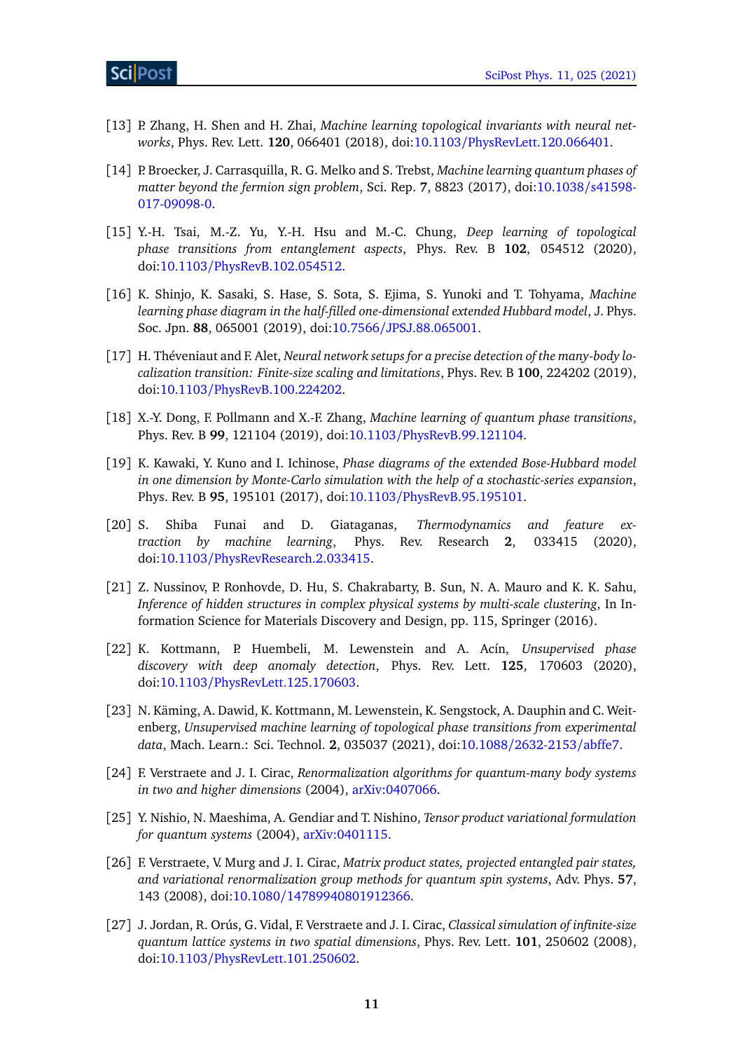[13] P. Zhang, H. Shen and H. Zhai, *Machine learning topological invariants with neural networks*, Phys. Rev. Lett. **120**, 066401 (2018), doi:10.1103/PhysRevLett.120.066401.

[14] P. Broecker, J. Carrasquilla, R. G. Melko and S. Trebst, *Machine learning quantum phases of matter beyond the fermion sign problem*, Sci. Rep. **7**, 8823 (2017), doi:10.1038/s41598-017-09098-0.

[15] Y.-H. Tsai, M.-Z. Yu, Y.-H. Hsu and M.-C. Chung, *Deep learning of topological phase transitions from entanglement aspects*, Phys. Rev. B **102**, 054512 (2020), doi:10.1103/PhysRevB.102.054512.

[16] K. Shinjo, K. Sasaki, S. Hase, S. Sota, S. Ejima, S. Yunoki and T. Tohyama, *Machine learning phase diagram in the half-filled one-dimensional extended Hubbard model*, J. Phys. Soc. Jpn. **88**, 065001 (2019), doi:10.7566/JPSJ.88.065001.

[17] H. Théveniaut and F. Alet, *Neural network setups for a precise detection of the many-body localization transition: Finite-size scaling and limitations*, Phys. Rev. B **100**, 224202 (2019), doi:10.1103/PhysRevB.100.224202.

[18] X.-Y. Dong, F. Pollmann and X.-F. Zhang, *Machine learning of quantum phase transitions*, Phys. Rev. B **99**, 121104 (2019), doi:10.1103/PhysRevB.99.121104.

[19] K. Kawaki, Y. Kuno and I. Ichinose, *Phase diagrams of the extended Bose-Hubbard model in one dimension by Monte-Carlo simulation with the help of a stochastic-series expansion*, Phys. Rev. B **95**, 195101 (2017), doi:10.1103/PhysRevB.95.195101.

[20] S. Shiba Funai and D. Giataganas, *Thermodynamics and feature extraction by machine learning*, Phys. Rev. Research **2**, 033415 (2020), doi:10.1103/PhysRevResearch.2.033415.

[21] Z. Nussinov, P. Ronhovde, D. Hu, S. Chakrabarty, B. Sun, N. A. Mauro and K. K. Sahu, *Inference of hidden structures in complex physical systems by multi-scale clustering*, In Information Science for Materials Discovery and Design, pp. 115, Springer (2016).

[22] K. Kottmann, P. Huembeli, M. Lewenstein and A. Acín, *Unsupervised phase discovery with deep anomaly detection*, Phys. Rev. Lett. **125**, 170603 (2020), doi:10.1103/PhysRevLett.125.170603.

[23] N. Käming, A. Dawid, K. Kottmann, M. Lewenstein, K. Sengstock, A. Dauphin and C. Weitenberg, *Unsupervised machine learning of topological phase transitions from experimental data*, Mach. Learn.: Sci. Technol. **2**, 035037 (2021), doi:10.1088/2632-2153/abffe7.

[24] F. Verstraete and J. I. Cirac, *Renormalization algorithms for quantum-many body systems in two and higher dimensions* (2004), arXiv:0407066.

[25] Y. Nishio, N. Maeshima, A. Gendiar and T. Nishino, *Tensor product variational formulation for quantum systems* (2004), arXiv:0401115.

[26] F. Verstraete, V. Murg and J. I. Cirac, *Matrix product states, projected entangled pair states, and variational renormalization group methods for quantum spin systems*, Adv. Phys. **57**, 143 (2008), doi:10.1080/14789940801912366.

[27] J. Jordan, R. Orús, G. Vidal, F. Verstraete and J. I. Cirac, *Classical simulation of infinite-size quantum lattice systems in two spatial dimensions*, Phys. Rev. Lett. **101**, 250602 (2008), doi:10.1103/PhysRevLett.101.250602.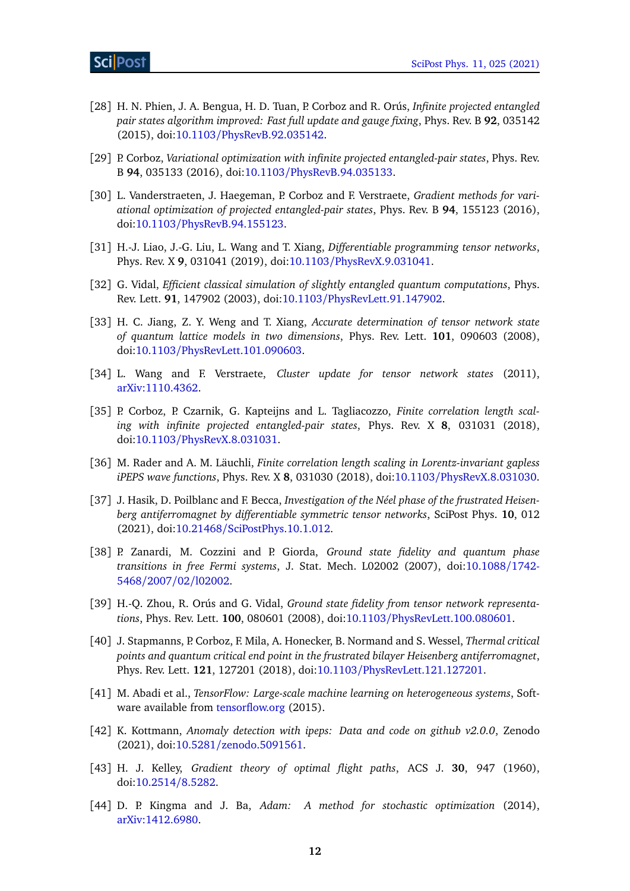[28] H. N. Phien, J. A. Bengua, H. D. Tuan, P. Corboz and R. Orús, *Infinite projected entangled pair states algorithm improved: Fast full update and gauge fixing*, Phys. Rev. B **92**, 035142 (2015), doi:10.1103/PhysRevB.92.035142.

[29] P. Corboz, *Variational optimization with infinite projected entangled-pair states*, Phys. Rev. B **94**, 035133 (2016), doi:10.1103/PhysRevB.94.035133.

[30] L. Vanderstraeten, J. Haegeman, P. Corboz and F. Verstraete, *Gradient methods for variational optimization of projected entangled-pair states*, Phys. Rev. B **94**, 155123 (2016), doi:10.1103/PhysRevB.94.155123.

[31] H.-J. Liao, J.-G. Liu, L. Wang and T. Xiang, *Differentiable programming tensor networks*, Phys. Rev. X **9**, 031041 (2019), doi:10.1103/PhysRevX.9.031041.

[32] G. Vidal, *Efficient classical simulation of slightly entangled quantum computations*, Phys. Rev. Lett. **91**, 147902 (2003), doi:10.1103/PhysRevLett.91.147902.

[33] H. C. Jiang, Z. Y. Weng and T. Xiang, *Accurate determination of tensor network state of quantum lattice models in two dimensions*, Phys. Rev. Lett. **101**, 090603 (2008), doi:10.1103/PhysRevLett.101.090603.

[34] L. Wang and F. Verstraete, *Cluster update for tensor network states* (2011), arXiv:1110.4362.

[35] P. Corboz, P. Czarnik, G. Kapteijns and L. Tagliacozzo, *Finite correlation length scaling with infinite projected entangled-pair states*, Phys. Rev. X **8**, 031031 (2018), doi:10.1103/PhysRevX.8.031031.

[36] M. Rader and A. M. Läuchli, *Finite correlation length scaling in Lorentz-invariant gapless iPEPS wave functions*, Phys. Rev. X **8**, 031030 (2018), doi:10.1103/PhysRevX.8.031030.

[37] J. Hasik, D. Poilblanc and F. Becca, *Investigation of the Néel phase of the frustrated Heisenberg antiferromagnet by differentiable symmetric tensor networks*, SciPost Phys. **10**, 012 (2021), doi:10.21468/SciPostPhys.10.1.012.

[38] P. Zanardi, M. Cozzini and P. Giorda, *Ground state fidelity and quantum phase transitions in free Fermi systems*, J. Stat. Mech. L02002 (2007), doi:10.1088/1742-5468/2007/02/l02002.

[39] H.-Q. Zhou, R. Orús and G. Vidal, *Ground state fidelity from tensor network representations*, Phys. Rev. Lett. **100**, 080601 (2008), doi:10.1103/PhysRevLett.100.080601.

[40] J. Stapmanns, P. Corboz, F. Mila, A. Honecker, B. Normand and S. Wessel, *Thermal critical points and quantum critical end point in the frustrated bilayer Heisenberg antiferromagnet*, Phys. Rev. Lett. **121**, 127201 (2018), doi:10.1103/PhysRevLett.121.127201.

[41] M. Abadi et al., *TensorFlow: Large-scale machine learning on heterogeneous systems*, Software available from tensorflow.org (2015).

[42] K. Kottmann, *Anomaly detection with ipeps: Data and code on github v2.0.0*, Zenodo (2021), doi:10.5281/zenodo.5091561.

[43] H. J. Kelley, *Gradient theory of optimal flight paths*, ACS J. **30**, 947 (1960), doi:10.2514/8.5282.

[44] D. P. Kingma and J. Ba, *Adam: A method for stochastic optimization* (2014), arXiv:1412.6980.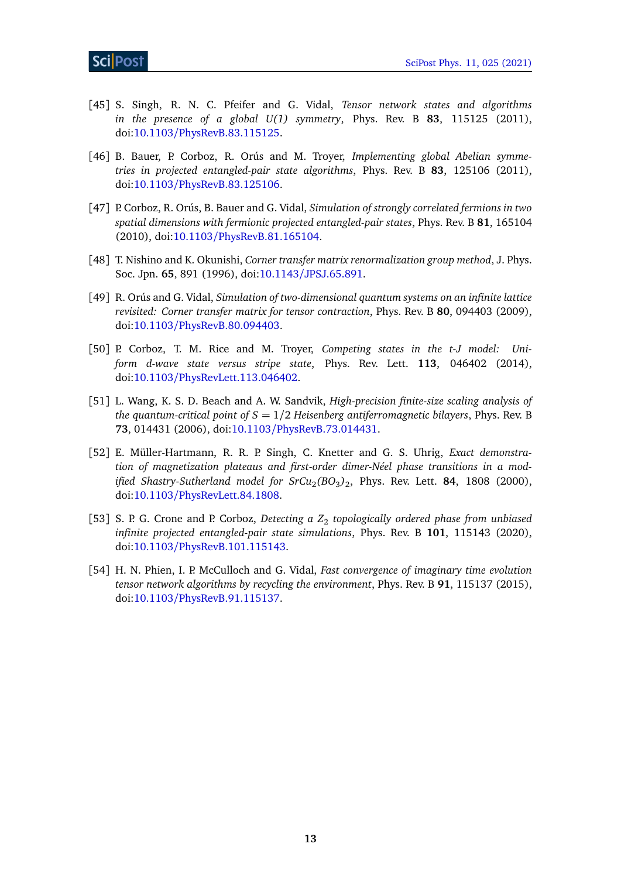[45] S. Singh, R. N. C. Pfeifer and G. Vidal, *Tensor network states and algorithms in the presence of a global U(1) symmetry*, Phys. Rev. B **83**, 115125 (2011), doi:10.1103/PhysRevB.83.115125.

[46] B. Bauer, P. Corboz, R. Orús and M. Troyer, *Implementing global Abelian symmetries in projected entangled-pair state algorithms*, Phys. Rev. B **83**, 125106 (2011), doi:10.1103/PhysRevB.83.125106.

[47] P. Corboz, R. Orús, B. Bauer and G. Vidal, *Simulation of strongly correlated fermions in two spatial dimensions with fermionic projected entangled-pair states*, Phys. Rev. B **81**, 165104 (2010), doi:10.1103/PhysRevB.81.165104.

[48] T. Nishino and K. Okunishi, *Corner transfer matrix renormalization group method*, J. Phys. Soc. Jpn. **65**, 891 (1996), doi:10.1143/JPSJ.65.891.

[49] R. Orús and G. Vidal, *Simulation of two-dimensional quantum systems on an infinite lattice revisited: Corner transfer matrix for tensor contraction*, Phys. Rev. B **80**, 094403 (2009), doi:10.1103/PhysRevB.80.094403.

[50] P. Corboz, T. M. Rice and M. Troyer, *Competing states in the t-J model: Uniform d-wave state versus stripe state*, Phys. Rev. Lett. **113**, 046402 (2014), doi:10.1103/PhysRevLett.113.046402.

[51] L. Wang, K. S. D. Beach and A. W. Sandvik, *High-precision finite-size scaling analysis of the quantum-critical point of $S = 1/2$ Heisenberg antiferromagnetic bilayers*, Phys. Rev. B **73**, 014431 (2006), doi:10.1103/PhysRevB.73.014431.

[52] E. Müller-Hartmann, R. R. P. Singh, C. Knetter and G. S. Uhrig, *Exact demonstration of magnetization plateaus and first-order dimer-Néel phase transitions in a modified Shastry-Sutherland model for $SrCu_2(BO_3)_2$*, Phys. Rev. Lett. **84**, 1808 (2000), doi:10.1103/PhysRevLett.84.1808.

[53] S. P. G. Crone and P. Corboz, *Detecting a $Z_2$ topologically ordered phase from unbiased infinite projected entangled-pair state simulations*, Phys. Rev. B **101**, 115143 (2020), doi:10.1103/PhysRevB.101.115143.

[54] H. N. Phien, I. P. McCulloch and G. Vidal, *Fast convergence of imaginary time evolution tensor network algorithms by recycling the environment*, Phys. Rev. B **91**, 115137 (2015), doi:10.1103/PhysRevB.91.115137.